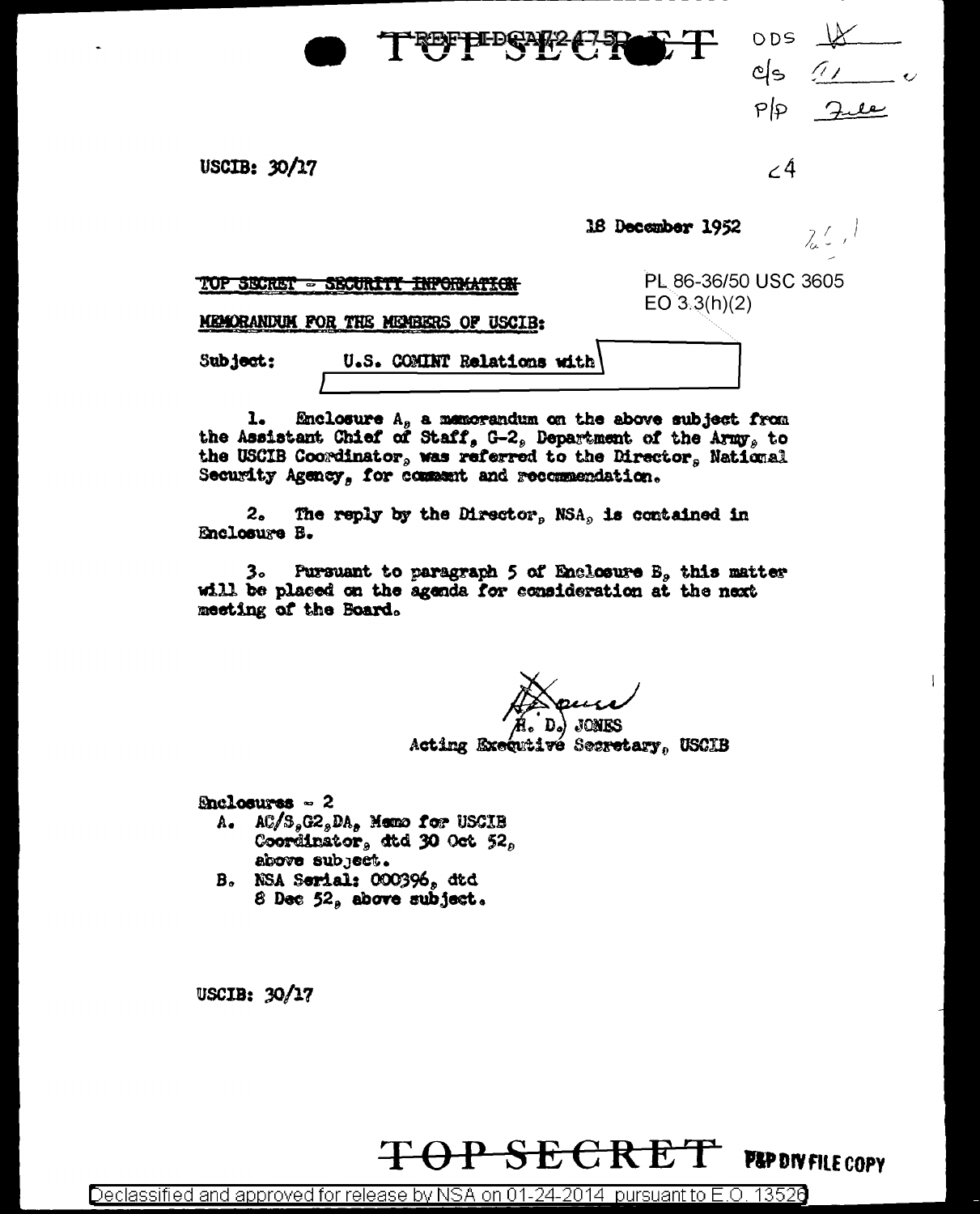TOP SECRET

ODS
c/s
P/P File

USCIB: 30/17

18 December 1952

~~TOP SECRET - SECURITY INFORMATION~~

PL 86-36/50 USC 3605
EO 3.3(h)(2)

MEMORANDUM FOR THE MEMBERS OF USCIB:

Subject: U.S. COMINT Relations with [redacted]

1. Enclosure A, a memorandum on the above subject from the Assistant Chief of Staff, G-2, Department of the Army, to the USCIB Coordinator, was referred to the Director, National Security Agency, for comment and recommendation.

2. The reply by the Director, NSA, is contained in Enclosure B.

3. Pursuant to paragraph 5 of Enclosure B, this matter will be placed on the agenda for consideration at the next meeting of the Board.

H. D. JONES
Acting Executive Secretary, USCIB

Enclosures - 2

A. AC/S, G2, DA, Memo for USCIB Coordinator, dtd 30 Oct 52, above subject.
B. NSA Serial: 000396, dtd 8 Dec 52, above subject.

USCIB: 30/17

TOP SECRET

P&P DIV FILE COPY

Declassified and approved for release by NSA on 01-24-2014 pursuant to E.O. 13526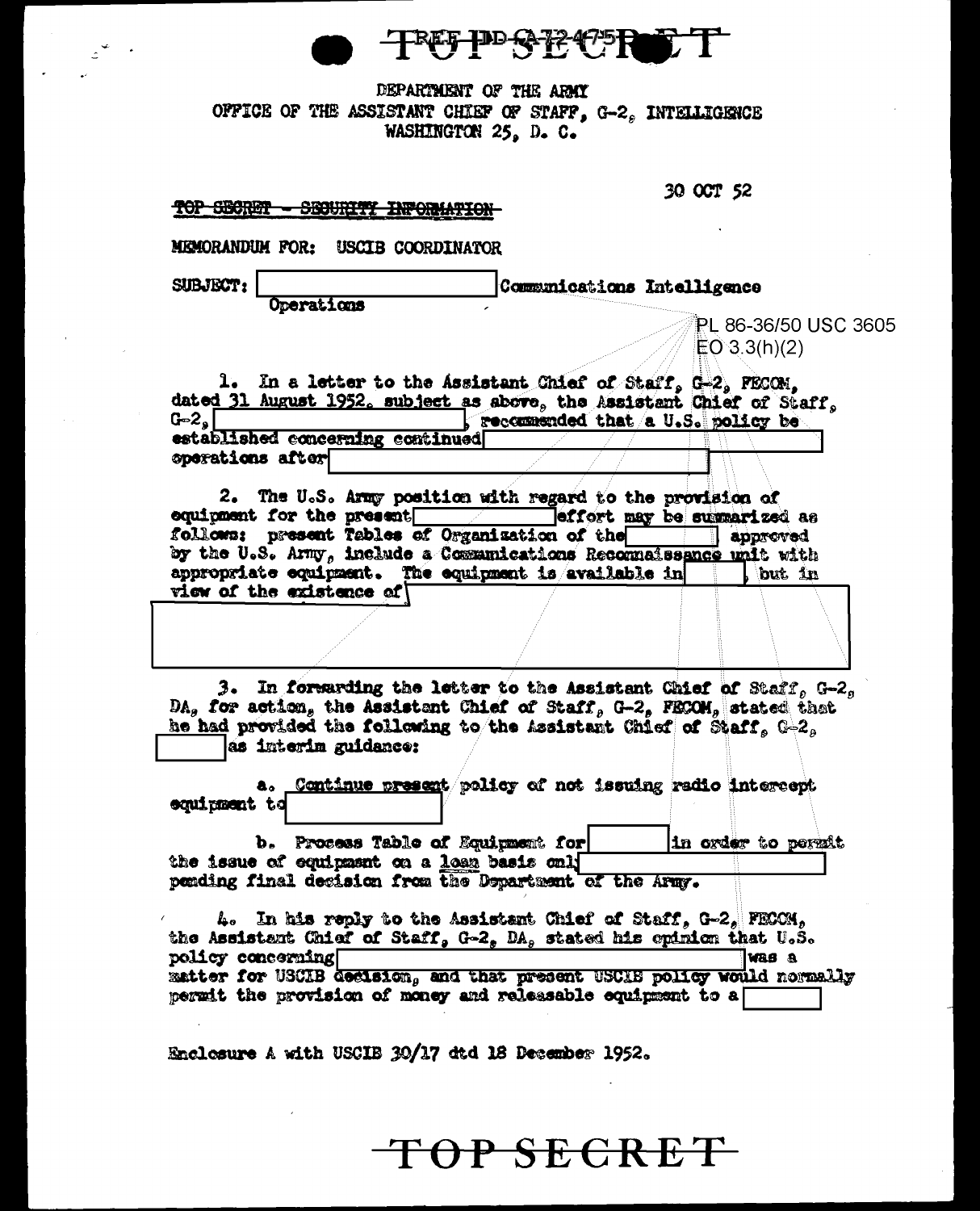TOP SECRET

DEPARTMENT OF THE ARMY
OFFICE OF THE ASSISTANT CHIEF OF STAFF, G-2, INTELLIGENCE
WASHINGTON 25, D. C.

30 OCT 52

TOP SECRET - SECURITY INFORMATION

MEMORANDUM FOR: USCIB COORDINATOR

SUBJECT: [redacted] Communications Intelligence Operations

PL 86-36/50 USC 3605
EO 3.3(h)(2)

1. In a letter to the Assistant Chief of Staff, G-2, FECOM, dated 31 August 1952, subject as above, the Assistant Chief of Staff, G-2, [redacted], recommended that a U.S. policy be established concerning continued [redacted] operations after [redacted]

2. The U.S. Army position with regard to the provision of equipment for the present [redacted] effort may be summarized as follows: present Tables of Organization of the [redacted] approved by the U.S. Army, include a Communications Reconnaissance unit with appropriate equipment. The equipment is available in [redacted], but in view of the existence of [redacted]

3. In forwarding the letter to the Assistant Chief of Staff, G-2, DA, for action, the Assistant Chief of Staff, G-2, FECOM, stated that he had provided the following to the Assistant Chief of Staff, G-2, [redacted] as interim guidance:

a. Continue present policy of not issuing radio intercept equipment to [redacted]

b. Process Table of Equipment for [redacted] in order to permit the issue of equipment on a loan basis only [redacted] pending final decision from the Department of the Army.

4. In his reply to the Assistant Chief of Staff, G-2, FECOM, the Assistant Chief of Staff, G-2, DA, stated his opinion that U.S. policy concerning [redacted] was a matter for USCIB decision, and that present USCIB policy would normally permit the provision of money and releasable equipment to a [redacted]

Enclosure A with USCIB 30/17 dtd 18 December 1952.

TOP SECRET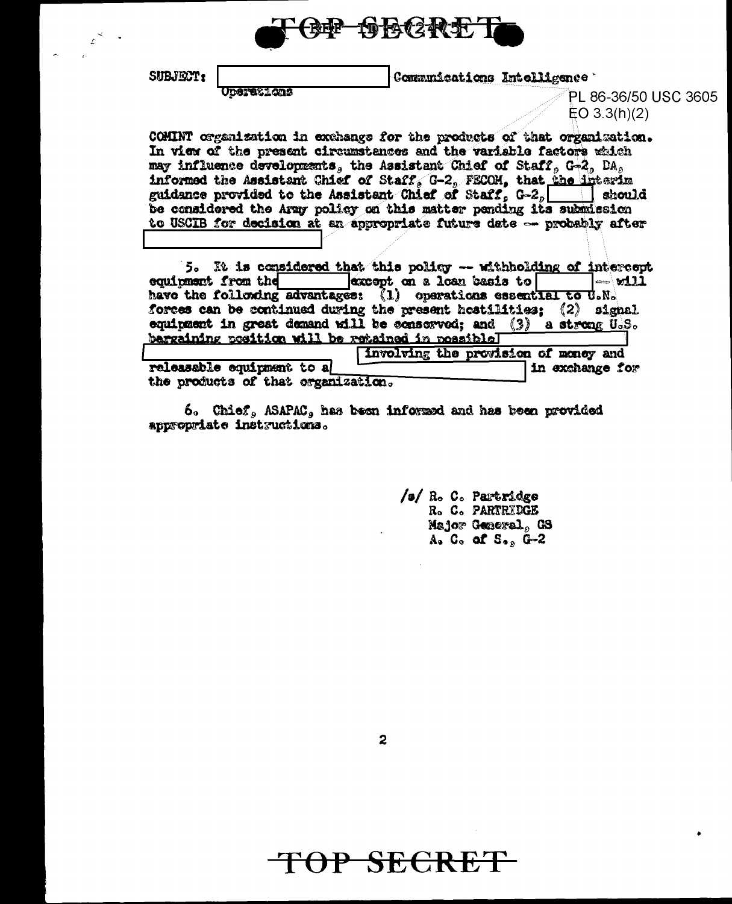TOP SECRET

SUBJECT: [redacted] Communications Intelligence Operations

PL 86-36/50 USC 3605
EO 3.3(h)(2)

COMINT organization in exchange for the products of that organization. In view of the present circumstances and the variable factors which may influence developments, the Assistant Chief of Staff, G-2, DA, informed the Assistant Chief of Staff, G-2, FECOM, that the interim guidance provided to the Assistant Chief of Staff, G-2, [redacted] should be considered the Army policy on this matter pending its submission to USCIB for decision at an appropriate future date -- probably after [redacted]

5. It is considered that this policy -- withholding of intercept equipment from the [redacted] except on a loan basis to [redacted] -- will have the following advantages: (1) operations essential to U.N. forces can be continued during the present hostilities; (2) signal equipment in great demand will be conserved; and (3) a strong U.S. bargaining position will be retained in possible [redacted] involving the provision of money and releasable equipment to a [redacted] in exchange for the products of that organization.

6. Chief, ASAPAC, has been informed and has been provided appropriate instructions.

/s/ R. C. Partridge
R. C. PARTRIDGE
Major General, GS
A. C. of S., G-2

TOP SECRET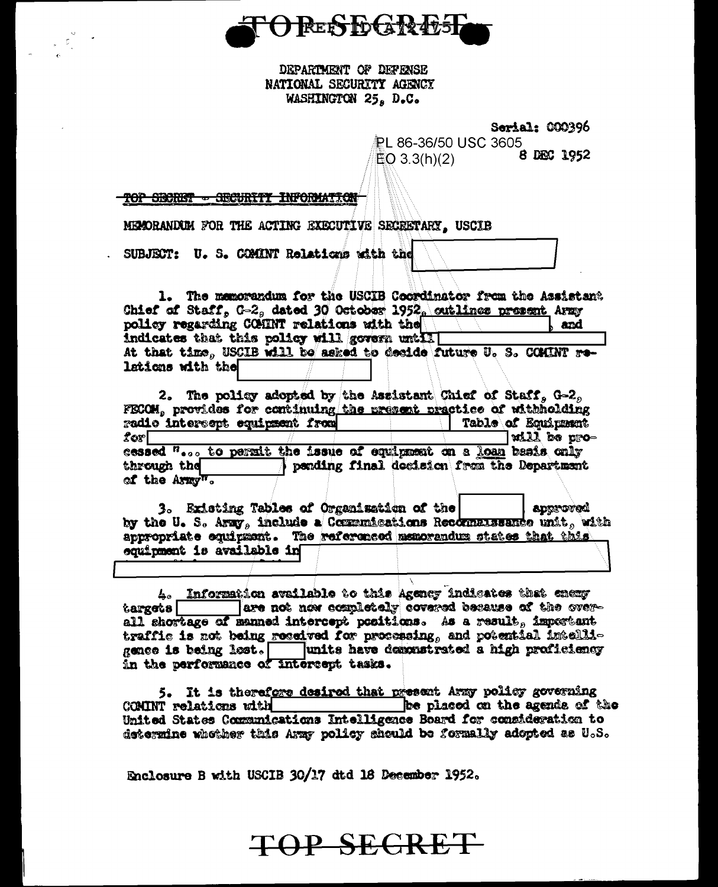TOP SECRET REF ID:A72475

DEPARTMENT OF DEFENSE
NATIONAL SECURITY AGENCY
WASHINGTON 25, D.C.

Serial: 000396

PL 86-36/50 USC 3605
EO 3.3(h)(2)

8 DEC 1952

TOP SECRET - SECURITY INFORMATION

MEMORANDUM FOR THE ACTING EXECUTIVE SECRETARY, USCIB

SUBJECT: U. S. COMINT Relations with the [redacted]

1. The memorandum for the USCIB Coordinator from the Assistant Chief of Staff, G-2, dated 30 October 1952, outlines present Army policy regarding COMINT relations with the [redacted], and indicates that this policy will govern until [redacted] At that time, USCIB will be asked to decide future U. S. COMINT relations with the [redacted]

2. The policy adopted by the Assistant Chief of Staff, G-2, FECOM, provides for continuing the present practice of withholding radio intercept equipment from [redacted] Table of Equipment for [redacted] will be processed "... to permit the issue of equipment on a loan basis only through the [redacted] pending final decision from the Department of the Army".

3. Existing Tables of Organization of the [redacted] approved by the U. S. Army, include a Communications Reconnaissance unit, with appropriate equipment. The referenced memorandum states that this equipment is available in [redacted]

4. Information available to this Agency indicates that enemy targets [redacted] are not now completely covered because of the overall shortage of manned intercept positions. As a result, important traffic is not being received for processing, and potential intelligence is being lost. [redacted] units have demonstrated a high proficiency in the performance of intercept tasks.

5. It is therefore desired that present Army policy governing COMINT relations with [redacted] be placed on the agenda of the United States Communications Intelligence Board for consideration to determine whether this Army policy should be formally adopted as U.S.

Enclosure B with USCIB 30/17 dtd 18 December 1952.

TOP SECRET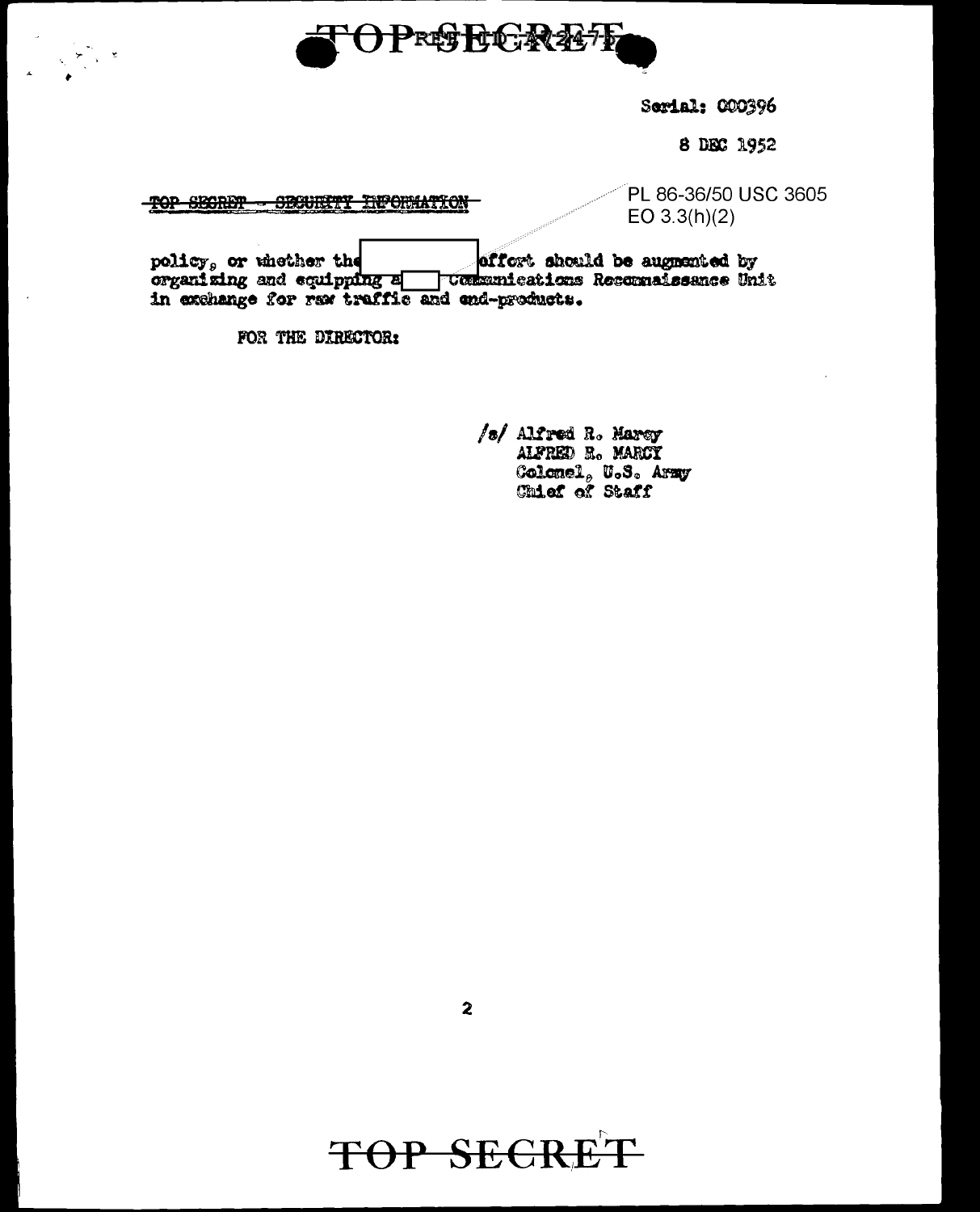Serial: 000396

8 DEC 1952

~~TOP SECRET - SECURITY INFORMATION~~

PL 86-36/50 USC 3605
EO 3.3(h)(2)

policy, or whether the [redacted] effort should be augmented by organizing and equipping a [redacted] Communications Reconnaissance Unit in exchange for raw traffic and end-products.

FOR THE DIRECTOR:

/s/ Alfred R. Marcy
ALFRED R. MARCY
Colonel, U.S. Army
Chief of Staff

TOP SECRET